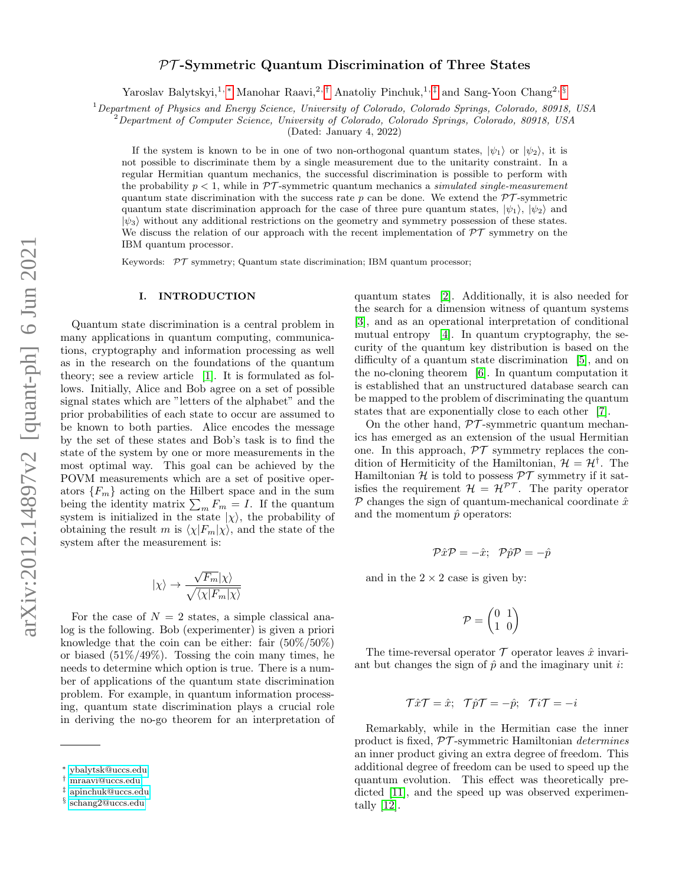# $\mathcal{PT}$-Symmetric Quantum Discrimination of Three States

Yaroslav Balytskyi,[1,*] Manohar Raavi,[2,†] Anatoliy Pinchuk,[1,‡] and Sang-Yoon Chang[2,§]

[1] *Department of Physics and Energy Science, University of Colorado, Colorado Springs, Colorado, 80918, USA*
[2] *Department of Computer Science, University of Colorado, Colorado Springs, Colorado, 80918, USA*

(Dated: January 4, 2022)

If the system is known to be in one of two non-orthogonal quantum states, $|\psi_1\rangle$ or $|\psi_2\rangle$, it is not possible to discriminate them by a single measurement due to the unitarity constraint. In a regular Hermitian quantum mechanics, the successful discrimination is possible to perform with the probability $p < 1$, while in $\mathcal{PT}$-symmetric quantum mechanics a *simulated single-measurement* quantum state discrimination with the success rate $p$ can be done. We extend the $\mathcal{PT}$-symmetric quantum state discrimination approach for the case of three pure quantum states, $|\psi_1\rangle$, $|\psi_2\rangle$ and $|\psi_3\rangle$ without any additional restrictions on the geometry and symmetry possession of these states. We discuss the relation of our approach with the recent implementation of $\mathcal{PT}$ symmetry on the IBM quantum processor.

Keywords: $\mathcal{PT}$ symmetry; Quantum state discrimination; IBM quantum processor;

## I. INTRODUCTION

Quantum state discrimination is a central problem in many applications in quantum computing, communications, cryptography and information processing as well as in the research on the foundations of the quantum theory; see a review article [1]. It is formulated as follows. Initially, Alice and Bob agree on a set of possible signal states which are "letters of the alphabet" and the prior probabilities of each state to occur are assumed to be known to both parties. Alice encodes the message by the set of these states and Bob's task is to find the state of the system by one or more measurements in the most optimal way. This goal can be achieved by the POVM measurements which are a set of positive operators $\{F_m\}$ acting on the Hilbert space and in the sum being the identity matrix $\sum_m F_m = I$. If the quantum system is initialized in the state $|\chi\rangle$, the probability of obtaining the result $m$ is $\langle\chi|F_m|\chi\rangle$, and the state of the system after the measurement is:

$$|\chi\rangle \rightarrow \frac{\sqrt{F_m}|\chi\rangle}{\sqrt{\langle\chi|F_m|\chi\rangle}}$$

For the case of $N = 2$ states, a simple classical analog is the following. Bob (experimenter) is given a priori knowledge that the coin can be either: fair (50%/50%) or biased (51%/49%). Tossing the coin many times, he needs to determine which option is true. There is a number of applications of the quantum state discrimination problem. For example, in quantum information processing, quantum state discrimination plays a crucial role in deriving the no-go theorem for an interpretation of quantum states [2]. Additionally, it is also needed for the search for a dimension witness of quantum systems [3], and as an operational interpretation of conditional mutual entropy [4]. In quantum cryptography, the security of the quantum key distribution is based on the difficulty of a quantum state discrimination [5], and on the no-cloning theorem [6]. In quantum computation it is established that an unstructured database search can be mapped to the problem of discriminating the quantum states that are exponentially close to each other [7].

On the other hand, $\mathcal{PT}$-symmetric quantum mechanics has emerged as an extension of the usual Hermitian one. In this approach, $\mathcal{PT}$ symmetry replaces the condition of Hermiticity of the Hamiltonian, $\mathcal{H} = \mathcal{H}^{\dagger}$. The Hamiltonian $\mathcal{H}$ is told to possess $\mathcal{PT}$ symmetry if it satisfies the requirement $\mathcal{H} = \mathcal{H}^{\mathcal{PT}}$. The parity operator $\mathcal{P}$ changes the sign of quantum-mechanical coordinate $\hat{x}$ and the momentum $\hat{p}$ operators:

$$\mathcal{P}\hat{x}\mathcal{P} = -\hat{x}; \quad \mathcal{P}\hat{p}\mathcal{P} = -\hat{p}$$

and in the $2 \times 2$ case is given by:

$$\mathcal{P} = \begin{pmatrix} 0 & 1 \\ 1 & 0 \end{pmatrix}$$

The time-reversal operator $\mathcal{T}$ operator leaves $\hat{x}$ invariant but changes the sign of $\hat{p}$ and the imaginary unit $i$:

$$\mathcal{T}\hat{x}\mathcal{T} = \hat{x}; \quad \mathcal{T}\hat{p}\mathcal{T} = -\hat{p}; \quad \mathcal{T}i\mathcal{T} = -i$$

Remarkably, while in the Hermitian case the inner product is fixed, $\mathcal{PT}$-symmetric Hamiltonian *determines* an inner product giving an extra degree of freedom. This additional degree of freedom can be used to speed up the quantum evolution. This effect was theoretically predicted [11], and the speed up was observed experimentally [12].

* ybalytsk@uccs.edu
† mraavi@uccs.edu
‡ apinchuk@uccs.edu
§ schang2@uccs.edu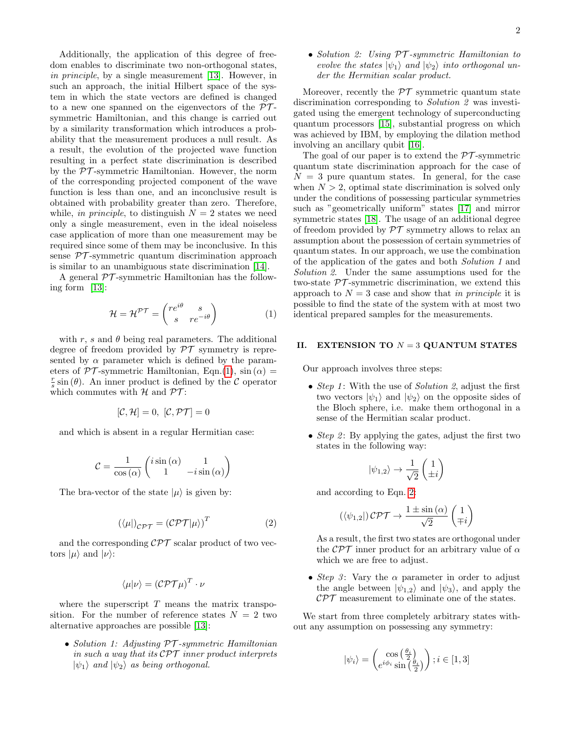Additionally, the application of this degree of freedom enables to discriminate two non-orthogonal states, *in principle*, by a single measurement [13]. However, in such an approach, the initial Hilbert space of the system in which the state vectors are defined is changed to a new one spanned on the eigenvectors of the $\mathcal{PT}$-symmetric Hamiltonian, and this change is carried out by a similarity transformation which introduces a probability that the measurement produces a null result. As a result, the evolution of the projected wave function resulting in a perfect state discrimination is described by the $\mathcal{PT}$-symmetric Hamiltonian. However, the norm of the corresponding projected component of the wave function is less than one, and an inconclusive result is obtained with probability greater than zero. Therefore, while, *in principle*, to distinguish $N = 2$ states we need only a single measurement, even in the ideal noiseless case application of more than one measurement may be required since some of them may be inconclusive. In this sense $\mathcal{PT}$-symmetric quantum discrimination approach is similar to an unambiguous state discrimination [14].

A general $\mathcal{PT}$-symmetric Hamiltonian has the following form [13]:

$$\mathcal{H} = \mathcal{H}^{\mathcal{PT}} = \begin{pmatrix} re^{i\theta} & s \\ s & re^{-i\theta} \end{pmatrix} \tag{1}$$

with $r$, $s$ and $\theta$ being real parameters. The additional degree of freedom provided by $\mathcal{PT}$ symmetry is represented by $\alpha$ parameter which is defined by the parameters of $\mathcal{PT}$-symmetric Hamiltonian, Eqn.(1), $\sin(\alpha) = \frac{r}{s}\sin(\theta)$. An inner product is defined by the $\mathcal{C}$ operator which commutes with $\mathcal{H}$ and $\mathcal{PT}$:

$$[\mathcal{C}, \mathcal{H}] = 0, \; [\mathcal{C}, \mathcal{PT}] = 0$$

and which is absent in a regular Hermitian case:

$$\mathcal{C} = \frac{1}{\cos(\alpha)} \begin{pmatrix} i\sin(\alpha) & 1 \\ 1 & -i\sin(\alpha) \end{pmatrix}$$

The bra-vector of the state $|\mu\rangle$ is given by:

$$(\langle\mu|)_{\mathcal{CPT}} = (\mathcal{CPT}|\mu\rangle)^T \tag{2}$$

and the corresponding $\mathcal{CPT}$ scalar product of two vectors $|\mu\rangle$ and $|\nu\rangle$:

$$\langle\mu|\nu\rangle = (\mathcal{CPT}\mu)^T \cdot \nu$$

where the superscript $T$ means the matrix transposition. For the number of reference states $N = 2$ two alternative approaches are possible [13]:

- *Solution 1: Adjusting $\mathcal{PT}$-symmetric Hamiltonian in such a way that its $\mathcal{CPT}$ inner product interprets $|\psi_1\rangle$ and $|\psi_2\rangle$ as being orthogonal.*
- *Solution 2: Using $\mathcal{PT}$-symmetric Hamiltonian to evolve the states $|\psi_1\rangle$ and $|\psi_2\rangle$ into orthogonal under the Hermitian scalar product.*

Moreover, recently the $\mathcal{PT}$ symmetric quantum state discrimination corresponding to *Solution 2* was investigated using the emergent technology of superconducting quantum processors [15], substantial progress on which was achieved by IBM, by employing the dilation method involving an ancillary qubit [16].

The goal of our paper is to extend the $\mathcal{PT}$-symmetric quantum state discrimination approach for the case of $N = 3$ pure quantum states. In general, for the case when $N > 2$, optimal state discrimination is solved only under the conditions of possessing particular symmetries such as "geometrically uniform" states [17] and mirror symmetric states [18]. The usage of an additional degree of freedom provided by $\mathcal{PT}$ symmetry allows to relax an assumption about the possession of certain symmetries of quantum states. In our approach, we use the combination of the application of the gates and both *Solution 1* and *Solution 2*. Under the same assumptions used for the two-state $\mathcal{PT}$-symmetric discrimination, we extend this approach to $N = 3$ case and show that *in principle* it is possible to find the state of the system with at most two identical prepared samples for the measurements.

## II. EXTENSION TO $N = 3$ QUANTUM STATES

Our approach involves three steps:

- *Step 1*: With the use of *Solution 2*, adjust the first two vectors $|\psi_1\rangle$ and $|\psi_2\rangle$ on the opposite sides of the Bloch sphere, i.e. make them orthogonal in a sense of the Hermitian scalar product.
- *Step 2*: By applying the gates, adjust the first two states in the following way:

  $$|\psi_{1,2}\rangle \rightarrow \frac{1}{\sqrt{2}} \begin{pmatrix} 1 \\ \pm i \end{pmatrix}$$

  and according to Eqn. 2:

  $$(\langle\psi_{1,2}|)\,\mathcal{CPT} \rightarrow \frac{1 \pm \sin(\alpha)}{\sqrt{2}} \begin{pmatrix} 1 \\ \mp i \end{pmatrix}$$

  As a result, the first two states are orthogonal under the $\mathcal{CPT}$ inner product for an arbitrary value of $\alpha$ which we are free to adjust.
- *Step 3*: Vary the $\alpha$ parameter in order to adjust the angle between $|\psi_{1,2}\rangle$ and $|\psi_3\rangle$, and apply the $\mathcal{CPT}$ measurement to eliminate one of the states.

We start from three completely arbitrary states without any assumption on possessing any symmetry:

$$|\psi_i\rangle = \begin{pmatrix} \cos\left(\frac{\theta_i}{2}\right) \\ e^{i\phi_i}\sin\left(\frac{\theta_i}{2}\right) \end{pmatrix}; i \in [1, 3]$$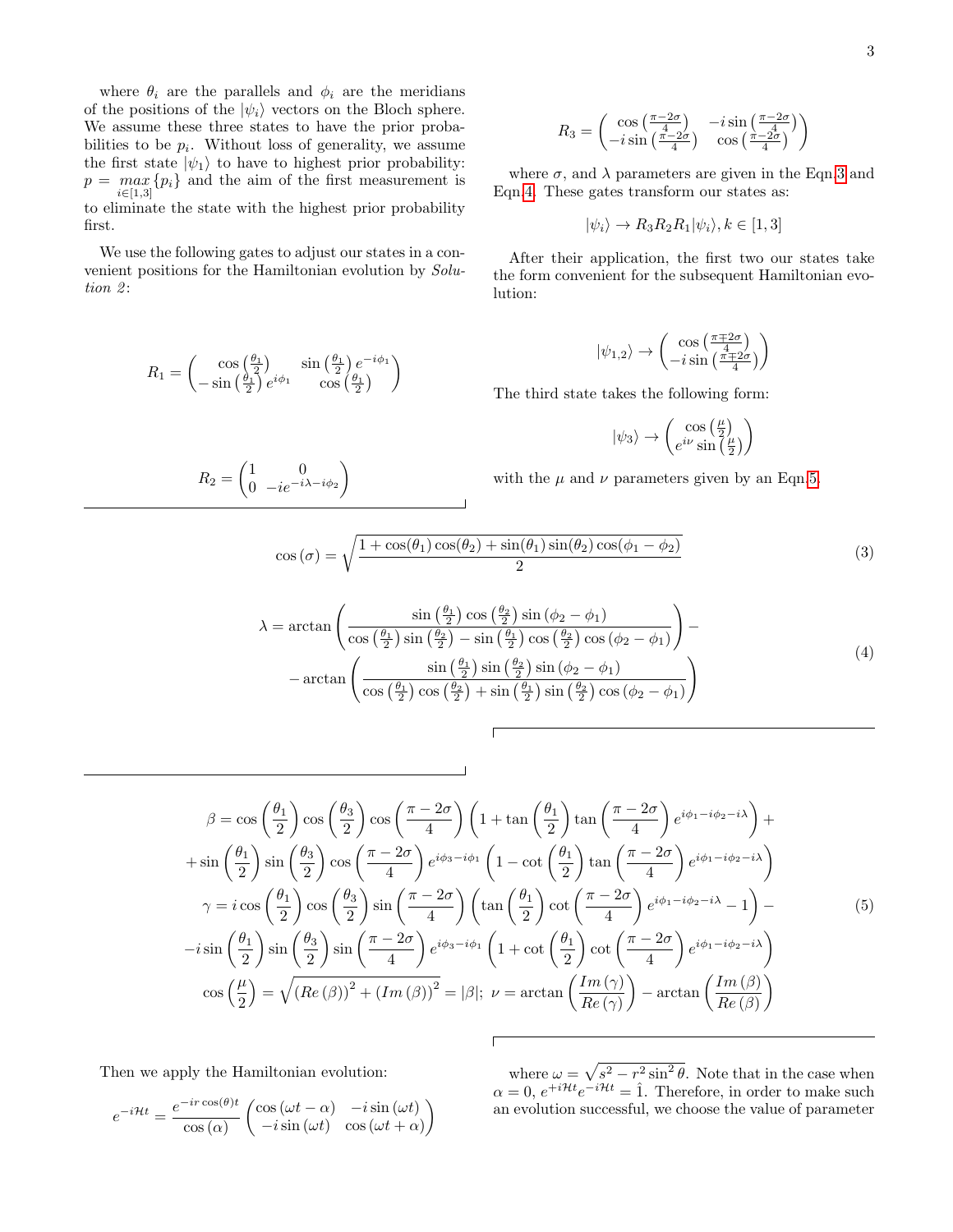where $\theta_i$ are the parallels and $\phi_i$ are the meridians of the positions of the $|\psi_i\rangle$ vectors on the Bloch sphere. We assume these three states to have the prior probabilities to be $p_i$. Without loss of generality, we assume the first state $|\psi_1\rangle$ to have to highest prior probability: $p = \max_{i\in[1,3]}\{p_i\}$ and the aim of the first measurement is to eliminate the state with the highest prior probability first.

We use the following gates to adjust our states in a convenient positions for the Hamiltonian evolution by *Solution 2*:

$$R_1 = \begin{pmatrix} \cos\left(\frac{\theta_1}{2}\right) & \sin\left(\frac{\theta_1}{2}\right)e^{-i\phi_1} \\ -\sin\left(\frac{\theta_1}{2}\right)e^{i\phi_1} & \cos\left(\frac{\theta_1}{2}\right) \end{pmatrix}$$

$$R_2 = \begin{pmatrix} 1 & 0 \\ 0 & -ie^{-i\lambda - i\phi_2} \end{pmatrix}$$

$$R_3 = \begin{pmatrix} \cos\left(\frac{\pi-2\sigma}{4}\right) & -i\sin\left(\frac{\pi-2\sigma}{4}\right) \\ -i\sin\left(\frac{\pi-2\sigma}{4}\right) & \cos\left(\frac{\pi-2\sigma}{4}\right) \end{pmatrix}$$

where $\sigma$, and $\lambda$ parameters are given in the Eqn.3 and Eqn.4. These gates transform our states as:

$$|\psi_i\rangle \to R_3R_2R_1|\psi_i\rangle, k \in [1,3]$$

After their application, the first two our states take the form convenient for the subsequent Hamiltonian evolution:

$$|\psi_{1,2}\rangle \to \begin{pmatrix} \cos\left(\frac{\pi\mp2\sigma}{4}\right) \\ -i\sin\left(\frac{\pi\mp2\sigma}{4}\right) \end{pmatrix}$$

The third state takes the following form:

$$|\psi_3\rangle \to \begin{pmatrix} \cos\left(\frac{\mu}{2}\right) \\ e^{i\nu}\sin\left(\frac{\mu}{2}\right) \end{pmatrix}$$

with the $\mu$ and $\nu$ parameters given by an Eqn.5.

$$\cos(\sigma) = \sqrt{\frac{1+\cos(\theta_1)\cos(\theta_2)+\sin(\theta_1)\sin(\theta_2)\cos(\phi_1-\phi_2)}{2}} \tag{3}$$

$$\begin{aligned} \lambda = \arctan&\left(\frac{\sin\left(\frac{\theta_1}{2}\right)\cos\left(\frac{\theta_2}{2}\right)\sin(\phi_2-\phi_1)}{\cos\left(\frac{\theta_1}{2}\right)\sin\left(\frac{\theta_2}{2}\right)-\sin\left(\frac{\theta_1}{2}\right)\cos\left(\frac{\theta_2}{2}\right)\cos(\phi_2-\phi_1)}\right) - \\ -\arctan&\left(\frac{\sin\left(\frac{\theta_1}{2}\right)\sin\left(\frac{\theta_2}{2}\right)\sin(\phi_2-\phi_1)}{\cos\left(\frac{\theta_1}{2}\right)\cos\left(\frac{\theta_2}{2}\right)+\sin\left(\frac{\theta_1}{2}\right)\sin\left(\frac{\theta_2}{2}\right)\cos(\phi_2-\phi_1)}\right) \end{aligned} \tag{4}$$

$$\begin{aligned} \beta &= \cos\left(\frac{\theta_1}{2}\right)\cos\left(\frac{\theta_3}{2}\right)\cos\left(\frac{\pi-2\sigma}{4}\right)\left(1+\tan\left(\frac{\theta_1}{2}\right)\tan\left(\frac{\pi-2\sigma}{4}\right)e^{i\phi_1-i\phi_2-i\lambda}\right)+ \\ &+\sin\left(\frac{\theta_1}{2}\right)\sin\left(\frac{\theta_3}{2}\right)\cos\left(\frac{\pi-2\sigma}{4}\right)e^{i\phi_3-i\phi_1}\left(1-\cot\left(\frac{\theta_1}{2}\right)\tan\left(\frac{\pi-2\sigma}{4}\right)e^{i\phi_1-i\phi_2-i\lambda}\right) \\ \gamma &= i\cos\left(\frac{\theta_1}{2}\right)\cos\left(\frac{\theta_3}{2}\right)\sin\left(\frac{\pi-2\sigma}{4}\right)\left(\tan\left(\frac{\theta_1}{2}\right)\cot\left(\frac{\pi-2\sigma}{4}\right)e^{i\phi_1-i\phi_2-i\lambda}-1\right)- \\ &-i\sin\left(\frac{\theta_1}{2}\right)\sin\left(\frac{\theta_3}{2}\right)\sin\left(\frac{\pi-2\sigma}{4}\right)e^{i\phi_3-i\phi_1}\left(1+\cot\left(\frac{\theta_1}{2}\right)\cot\left(\frac{\pi-2\sigma}{4}\right)e^{i\phi_1-i\phi_2-i\lambda}\right) \\ \cos\left(\frac{\mu}{2}\right) &= \sqrt{(Re(\beta))^2+(Im(\beta))^2} = |\beta|;\ \nu = \arctan\left(\frac{Im(\gamma)}{Re(\gamma)}\right)-\arctan\left(\frac{Im(\beta)}{Re(\beta)}\right) \end{aligned} \tag{5}$$

Then we apply the Hamiltonian evolution:

$$e^{-i\mathcal{H}t} = \frac{e^{-ir\cos(\theta)t}}{\cos(\alpha)}\begin{pmatrix} \cos(\omega t-\alpha) & -i\sin(\omega t) \\ -i\sin(\omega t) & \cos(\omega t+\alpha) \end{pmatrix}$$

where $\omega = \sqrt{s^2 - r^2\sin^2\theta}$. Note that in the case when $\alpha = 0$, $e^{+i\mathcal{H}t}e^{-i\mathcal{H}t} = \hat{1}$. Therefore, in order to make such an evolution successful, we choose the value of parameter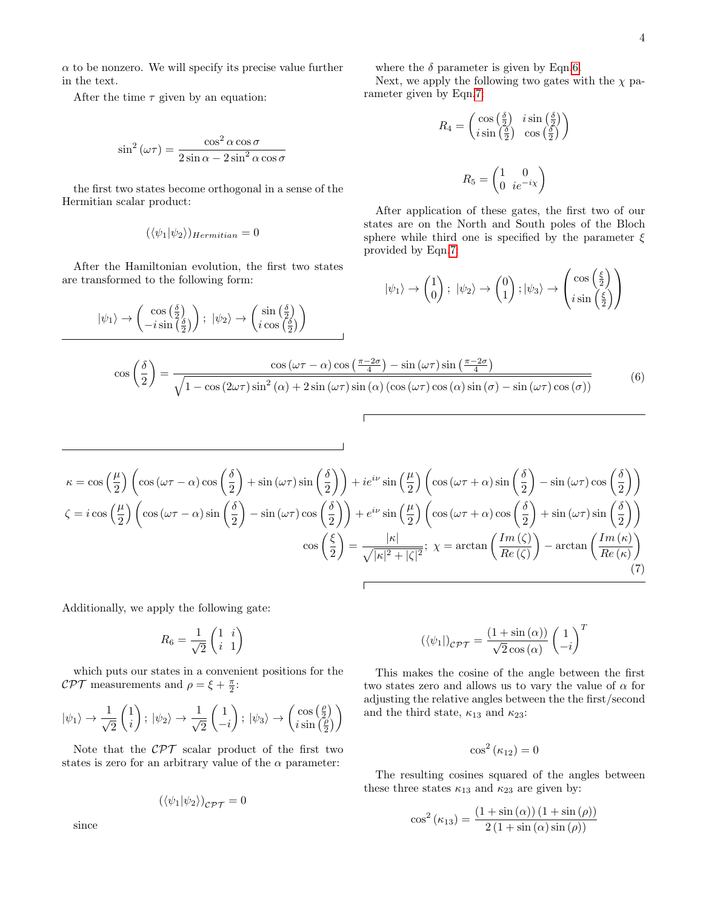$\alpha$ to be nonzero. We will specify its precise value further in the text.

After the time $\tau$ given by an equation:

$$\sin^2(\omega\tau) = \frac{\cos^2\alpha\cos\sigma}{2\sin\alpha - 2\sin^2\alpha\cos\sigma}$$

the first two states become orthogonal in a sense of the Hermitian scalar product:

$$(\langle\psi_1|\psi_2\rangle)_{Hermitian} = 0$$

After the Hamiltonian evolution, the first two states are transformed to the following form:

$$|\psi_1\rangle \to \begin{pmatrix} \cos\left(\frac{\delta}{2}\right) \\ -i\sin\left(\frac{\delta}{2}\right) \end{pmatrix};\ |\psi_2\rangle \to \begin{pmatrix} \sin\left(\frac{\delta}{2}\right) \\ i\cos\left(\frac{\delta}{2}\right) \end{pmatrix}$$

$$\cos\left(\frac{\delta}{2}\right) = \frac{\cos(\omega\tau-\alpha)\cos\left(\frac{\pi-2\sigma}{4}\right) - \sin(\omega\tau)\sin\left(\frac{\pi-2\sigma}{4}\right)}{\sqrt{1-\cos(2\omega\tau)\sin^2(\alpha) + 2\sin(\omega\tau)\sin(\alpha)\left(\cos(\omega\tau)\cos(\alpha)\sin(\sigma) - \sin(\omega\tau)\cos(\sigma)\right)}} \tag{6}$$

where the $\delta$ parameter is given by Eqn.6.

Next, we apply the following two gates with the $\chi$ parameter given by Eqn.7:

$$R_4 = \begin{pmatrix} \cos\left(\frac{\delta}{2}\right) & i\sin\left(\frac{\delta}{2}\right) \\ i\sin\left(\frac{\delta}{2}\right) & \cos\left(\frac{\delta}{2}\right) \end{pmatrix}$$

$$R_5 = \begin{pmatrix} 1 & 0 \\ 0 & ie^{-i\chi} \end{pmatrix}$$

After application of these gates, the first two of our states are on the North and South poles of the Bloch sphere while third one is specified by the parameter $\xi$ provided by Eqn.7:

$$|\psi_1\rangle \to \begin{pmatrix} 1 \\ 0 \end{pmatrix};\ |\psi_2\rangle \to \begin{pmatrix} 0 \\ 1 \end{pmatrix};|\psi_3\rangle \to \begin{pmatrix} \cos\left(\frac{\xi}{2}\right) \\ i\sin\left(\frac{\xi}{2}\right) \end{pmatrix}$$

$$\begin{aligned}
\kappa &= \cos\left(\frac{\mu}{2}\right)\left(\cos(\omega\tau-\alpha)\cos\left(\frac{\delta}{2}\right) + \sin(\omega\tau)\sin\left(\frac{\delta}{2}\right)\right) + ie^{i\nu}\sin\left(\frac{\mu}{2}\right)\left(\cos(\omega\tau+\alpha)\sin\left(\frac{\delta}{2}\right) - \sin(\omega\tau)\cos\left(\frac{\delta}{2}\right)\right) \\
\zeta &= i\cos\left(\frac{\mu}{2}\right)\left(\cos(\omega\tau-\alpha)\sin\left(\frac{\delta}{2}\right) - \sin(\omega\tau)\cos\left(\frac{\delta}{2}\right)\right) + e^{i\nu}\sin\left(\frac{\mu}{2}\right)\left(\cos(\omega\tau+\alpha)\cos\left(\frac{\delta}{2}\right) + \sin(\omega\tau)\sin\left(\frac{\delta}{2}\right)\right) \\
\cos\left(\frac{\xi}{2}\right) &= \frac{|\kappa|}{\sqrt{|\kappa|^2+|\zeta|^2}};\ \chi = \arctan\left(\frac{Im(\zeta)}{Re(\zeta)}\right) - \arctan\left(\frac{Im(\kappa)}{Re(\kappa)}\right)
\end{aligned} \tag{7}$$

Additionally, we apply the following gate:

$$R_6 = \frac{1}{\sqrt{2}}\begin{pmatrix} 1 & i \\ i & 1 \end{pmatrix}$$

which puts our states in a convenient positions for the $\mathcal{CPT}$ measurements and $\rho = \xi + \frac{\pi}{2}$:

$$|\psi_1\rangle \to \frac{1}{\sqrt{2}}\begin{pmatrix} 1 \\ i \end{pmatrix};\ |\psi_2\rangle \to \frac{1}{\sqrt{2}}\begin{pmatrix} 1 \\ -i \end{pmatrix};\ |\psi_3\rangle \to \begin{pmatrix} \cos\left(\frac{\rho}{2}\right) \\ i\sin\left(\frac{\rho}{2}\right) \end{pmatrix}$$

Note that the $\mathcal{CPT}$ scalar product of the first two states is zero for an arbitrary value of the $\alpha$ parameter:

$$(\langle\psi_1|\psi_2\rangle)_{\mathcal{CPT}} = 0$$

since

$$(\langle\psi_1|)_{\mathcal{CPT}} = \frac{(1+\sin(\alpha))}{\sqrt{2}\cos(\alpha)}\begin{pmatrix} 1 \\ -i \end{pmatrix}^T$$

This makes the cosine of the angle between the first two states zero and allows us to vary the value of $\alpha$ for adjusting the relative angles between the the first/second and the third state, $\kappa_{13}$ and $\kappa_{23}$:

$$\cos^2(\kappa_{12}) = 0$$

The resulting cosines squared of the angles between these three states $\kappa_{13}$ and $\kappa_{23}$ are given by:

$$\cos^2(\kappa_{13}) = \frac{(1+\sin(\alpha))(1+\sin(\rho))}{2(1+\sin(\alpha)\sin(\rho))}$$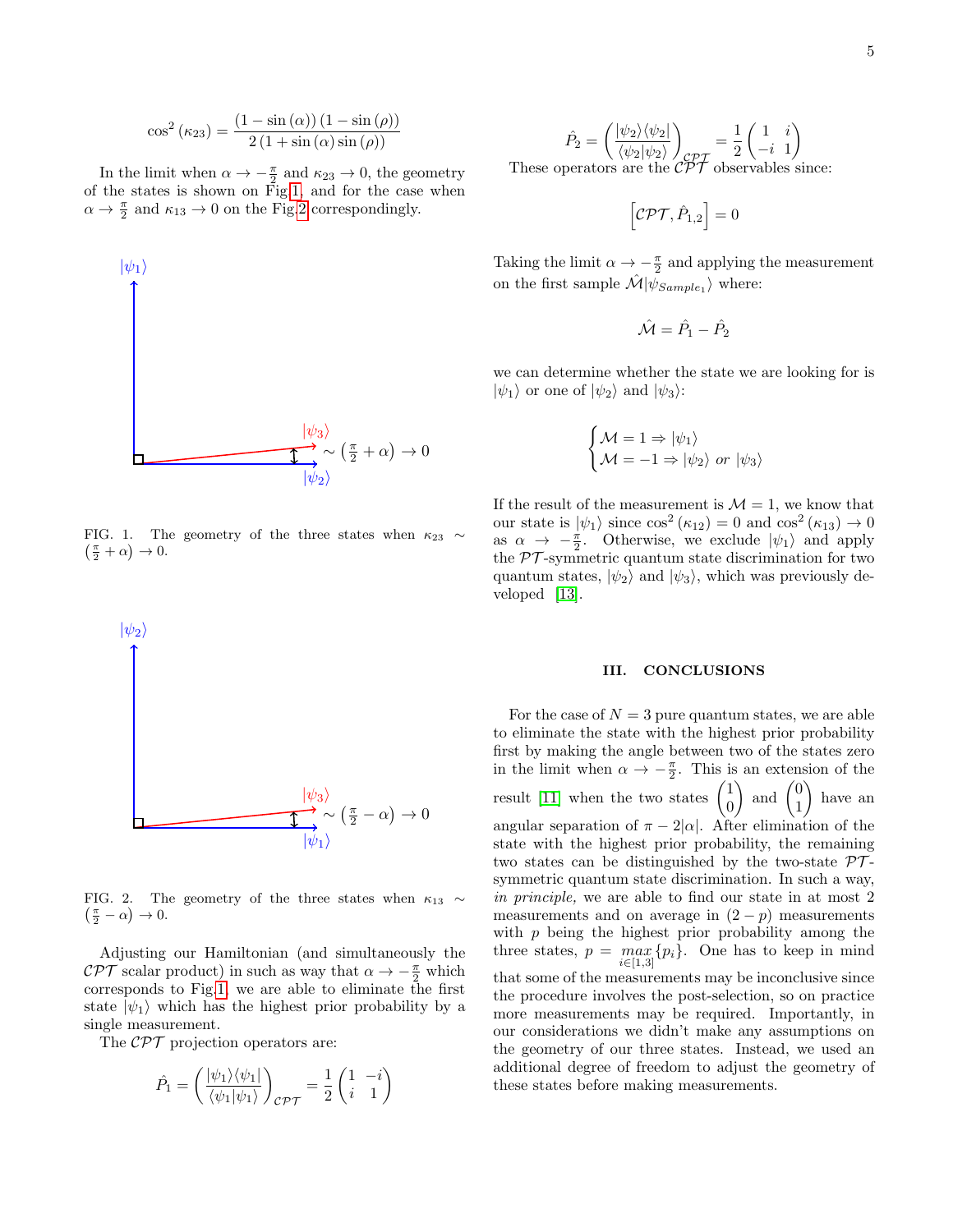$$\cos^2(\kappa_{23}) = \frac{(1-\sin(\alpha))(1-\sin(\rho))}{2(1+\sin(\alpha)\sin(\rho))}$$

In the limit when $\alpha \to -\frac{\pi}{2}$ and $\kappa_{23} \to 0$, the geometry of the states is shown on Fig.1, and for the case when $\alpha \to \frac{\pi}{2}$ and $\kappa_{13} \to 0$ on the Fig.2 correspondingly.

FIG. 1. The geometry of the three states when $\kappa_{23} \sim \left(\frac{\pi}{2}+\alpha\right) \to 0$.

FIG. 2. The geometry of the three states when $\kappa_{13} \sim \left(\frac{\pi}{2}-\alpha\right) \to 0$.

Adjusting our Hamiltonian (and simultaneously the $\mathcal{CPT}$ scalar product) in such as way that $\alpha \to -\frac{\pi}{2}$ which corresponds to Fig.1, we are able to eliminate the first state $|\psi_1\rangle$ which has the highest prior probability by a single measurement.

The $\mathcal{CPT}$ projection operators are:

$$\hat{P}_1 = \left(\frac{|\psi_1\rangle\langle\psi_1|}{\langle\psi_1|\psi_1\rangle}\right)_{\mathcal{CPT}} = \frac{1}{2}\begin{pmatrix} 1 & -i \\ i & 1 \end{pmatrix}$$

$$\hat{P}_2 = \left(\frac{|\psi_2\rangle\langle\psi_2|}{\langle\psi_2|\psi_2\rangle}\right)_{\mathcal{CPT}} = \frac{1}{2}\begin{pmatrix} 1 & i \\ -i & 1 \end{pmatrix}$$

These operators are the $\mathcal{CPT}$ observables since:

$$\left[\mathcal{CPT}, \hat{P}_{1,2}\right] = 0$$

Taking the limit $\alpha \to -\frac{\pi}{2}$ and applying the measurement on the first sample $\hat{\mathcal{M}}|\psi_{Sample_1}\rangle$ where:

$$\hat{\mathcal{M}} = \hat{P}_1 - \hat{P}_2$$

we can determine whether the state we are looking for is $|\psi_1\rangle$ or one of $|\psi_2\rangle$ and $|\psi_3\rangle$:

$$\begin{cases} \mathcal{M} = 1 \Rightarrow |\psi_1\rangle \\ \mathcal{M} = -1 \Rightarrow |\psi_2\rangle \ or \ |\psi_3\rangle \end{cases}$$

If the result of the measurement is $\mathcal{M} = 1$, we know that our state is $|\psi_1\rangle$ since $\cos^2(\kappa_{12}) = 0$ and $\cos^2(\kappa_{13}) \to 0$ as $\alpha \to -\frac{\pi}{2}$. Otherwise, we exclude $|\psi_1\rangle$ and apply the $\mathcal{PT}$-symmetric quantum state discrimination for two quantum states, $|\psi_2\rangle$ and $|\psi_3\rangle$, which was previously developed [13].

## III. CONCLUSIONS

For the case of $N = 3$ pure quantum states, we are able to eliminate the state with the highest prior probability first by making the angle between two of the states zero in the limit when $\alpha \to -\frac{\pi}{2}$. This is an extension of the result [11] when the two states $\begin{pmatrix} 1 \\ 0 \end{pmatrix}$ and $\begin{pmatrix} 0 \\ 1 \end{pmatrix}$ have an angular separation of $\pi - 2|\alpha|$. After elimination of the state with the highest prior probability, the remaining two states can be distinguished by the two-state $\mathcal{PT}$-symmetric quantum state discrimination. In such a way, *in principle*, we are able to find our state in at most 2 measurements and on average in $(2-p)$ measurements with $p$ being the highest prior probability among the three states, $p = \max_{i\in[1,3]}\{p_i\}$. One has to keep in mind that some of the measurements may be inconclusive since the procedure involves the post-selection, so on practice more measurements may be required. Importantly, in our considerations we didn't make any assumptions on the geometry of our three states. Instead, we used an additional degree of freedom to adjust the geometry of these states before making measurements.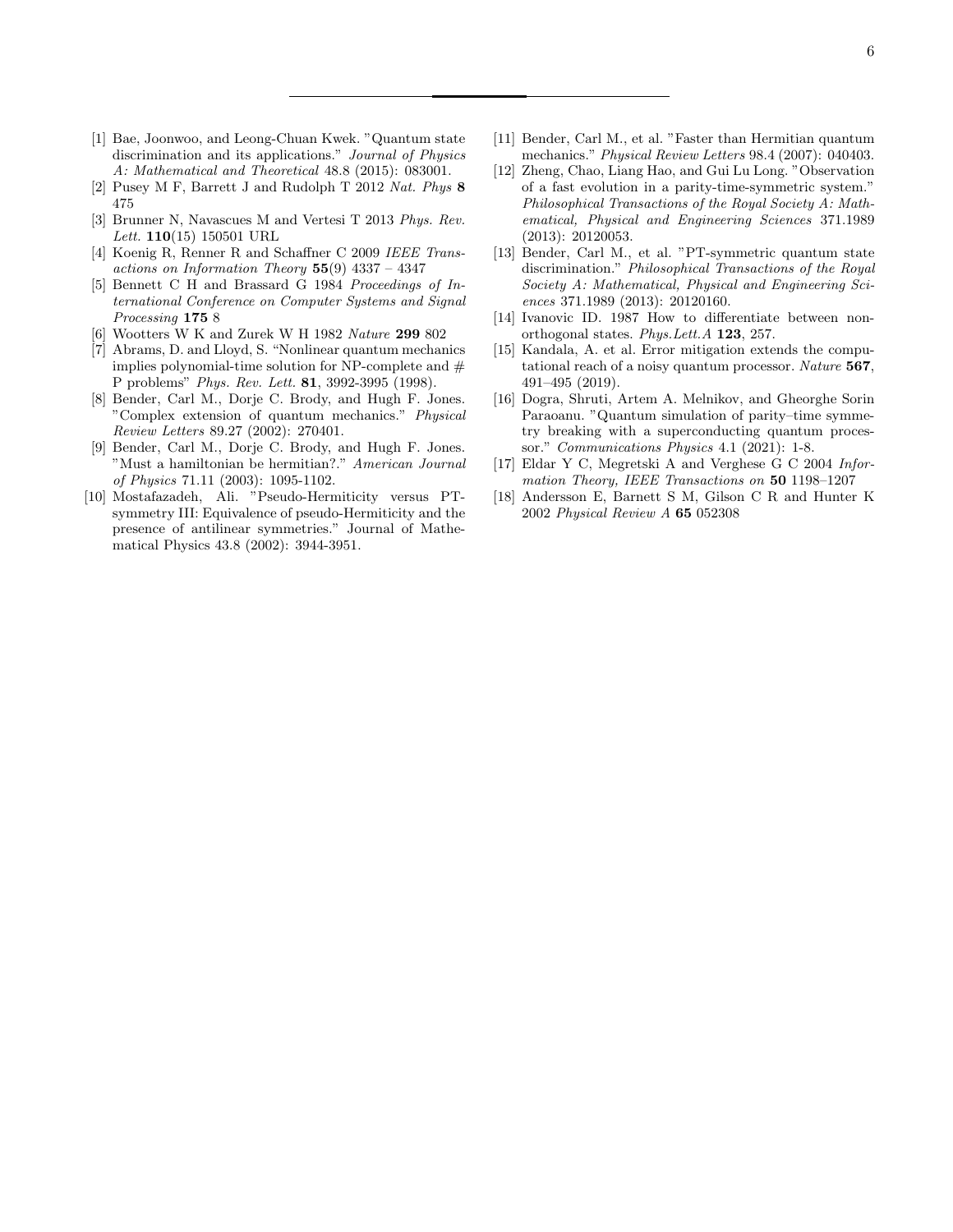[1] Bae, Joonwoo, and Leong-Chuan Kwek. "Quantum state discrimination and its applications." *Journal of Physics A: Mathematical and Theoretical* 48.8 (2015): 083001.

[2] Pusey M F, Barrett J and Rudolph T 2012 *Nat. Phys* **8** 475

[3] Brunner N, Navascues M and Vertesi T 2013 *Phys. Rev. Lett.* **110**(15) 150501 URL

[4] Koenig R, Renner R and Schaffner C 2009 *IEEE Transactions on Information Theory* **55**(9) 4337 – 4347

[5] Bennett C H and Brassard G 1984 *Proceedings of International Conference on Computer Systems and Signal Processing* **175** 8

[6] Wootters W K and Zurek W H 1982 *Nature* **299** 802

[7] Abrams, D. and Lloyd, S. "Nonlinear quantum mechanics implies polynomial-time solution for NP-complete and # P problems" *Phys. Rev. Lett.* **81**, 3992-3995 (1998).

[8] Bender, Carl M., Dorje C. Brody, and Hugh F. Jones. "Complex extension of quantum mechanics." *Physical Review Letters* 89.27 (2002): 270401.

[9] Bender, Carl M., Dorje C. Brody, and Hugh F. Jones. "Must a hamiltonian be hermitian?." *American Journal of Physics* 71.11 (2003): 1095-1102.

[10] Mostafazadeh, Ali. "Pseudo-Hermiticity versus PT-symmetry III: Equivalence of pseudo-Hermiticity and the presence of antilinear symmetries." Journal of Mathematical Physics 43.8 (2002): 3944-3951.

[11] Bender, Carl M., et al. "Faster than Hermitian quantum mechanics." *Physical Review Letters* 98.4 (2007): 040403.

[12] Zheng, Chao, Liang Hao, and Gui Lu Long. "Observation of a fast evolution in a parity-time-symmetric system." *Philosophical Transactions of the Royal Society A: Mathematical, Physical and Engineering Sciences* 371.1989 (2013): 20120053.

[13] Bender, Carl M., et al. "PT-symmetric quantum state discrimination." *Philosophical Transactions of the Royal Society A: Mathematical, Physical and Engineering Sciences* 371.1989 (2013): 20120160.

[14] Ivanovic ID. 1987 How to differentiate between non-orthogonal states. *Phys.Lett.A* **123**, 257.

[15] Kandala, A. et al. Error mitigation extends the computational reach of a noisy quantum processor. *Nature* **567**, 491–495 (2019).

[16] Dogra, Shruti, Artem A. Melnikov, and Gheorghe Sorin Paraoanu. "Quantum simulation of parity–time symmetry breaking with a superconducting quantum processor." *Communications Physics* 4.1 (2021): 1-8.

[17] Eldar Y C, Megretski A and Verghese G C 2004 *Information Theory, IEEE Transactions on* **50** 1198–1207

[18] Andersson E, Barnett S M, Gilson C R and Hunter K 2002 *Physical Review A* **65** 052308